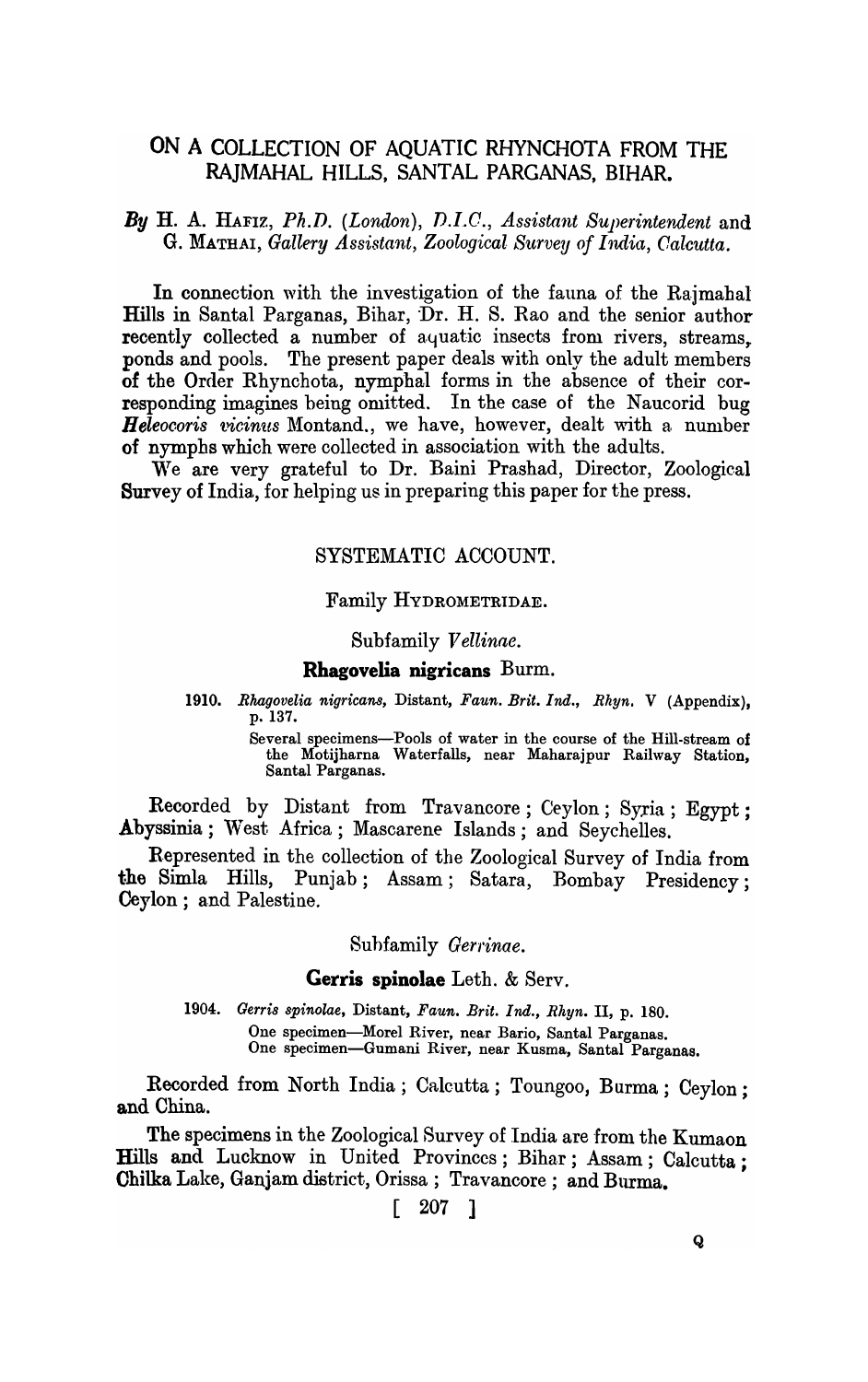# ON A COLLECTION OF AQUATIC RHYNCHOTA FROM THE RAJMAHAL HILLS, SANTAL PARGANAS, BIHAR.

*By* H. A. HAFIZ, *Ph.D.* (*London*), *D.I.C.*, *Assistant Superintendent* and G. MATHAI, *Gallery Assistant, Zoological Survey of India, Calcutta.*

In connection with the investigation of the fauna of the Rajmahal Hills in Santal Parganas, Bihar, Dr. H. S. Rao and the senior author recently collected a number of aquatic insects from rivers, streams, ponds and pools. The present paper deals with only the adult members of the Order Rhynchota, nymphal forms in the absence of their corresponding imagines being omitted. In the case of the Naucorid bug ***Heleocoris vicinus*** Montand., we have, however, dealt with a number of nymphs which were collected in association with the adults.

We are very grateful to Dr. Baini Prashad, Director, Zoological Survey of India, for helping us in preparing this paper for the press.

## SYSTEMATIC ACCOUNT.

### Family HYDROMETRIDAE.

#### Subfamily *Vellinae*.

#### **Rhagovelia nigricans** Burm.

1910. *Rhagovelia nigricans*, Distant, *Faun. Brit. Ind., Rhyn.* V (Appendix), p. 137.

Several specimens—Pools of water in the course of the Hill-stream of the Motijharna Waterfalls, near Maharajpur Railway Station, Santal Parganas.

Recorded by Distant from Travancore; Ceylon; Syria; Egypt; Abyssinia; West Africa; Mascarene Islands; and Seychelles.

Represented in the collection of the Zoological Survey of India from the Simla Hills, Punjab; Assam; Satara, Bombay Presidency; Ceylon; and Palestine.

#### Subfamily *Gerrinae*.

#### **Gerris spinolae** Leth. & Serv.

1904. *Gerris spinolae*, Distant, *Faun. Brit. Ind., Rhyn.* II, p. 180.

One specimen—Morel River, near Bario, Santal Parganas.
One specimen—Gumani River, near Kusma, Santal Parganas.

Recorded from North India; Calcutta; Toungoo, Burma; Ceylon; and China.

The specimens in the Zoological Survey of India are from the Kumaon Hills and Lucknow in United Provinces; Bihar; Assam; Calcutta; Chilka Lake, Ganjam district, Orissa; Travancore; and Burma.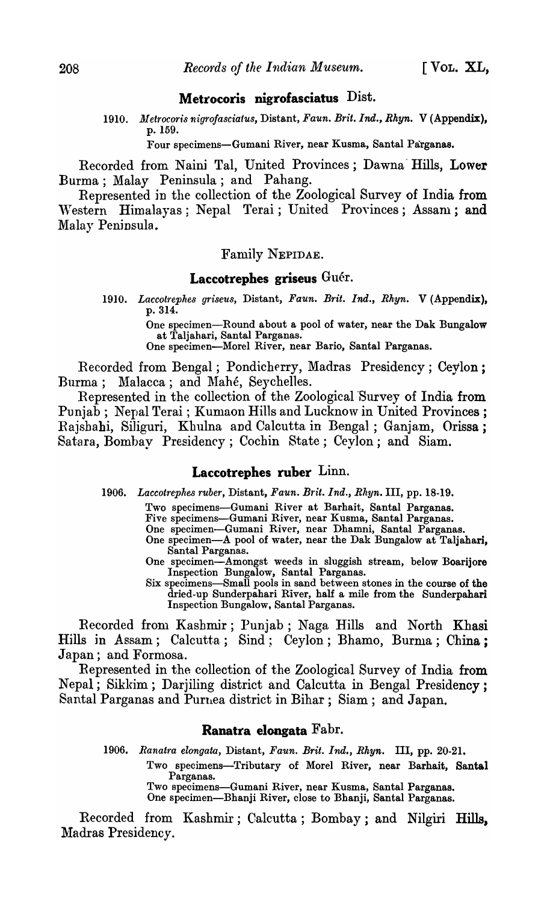### **Metrocoris nigrofasciatus** Dist.

1910. *Metrocoris nigrofasciatus*, Distant, *Faun. Brit. Ind., Rhyn.* V (Appendix), p. 159.

Four specimens—Gumani River, near Kusma, Santal Parganas.

Recorded from Naini Tal, United Provinces; Dawna Hills, Lower Burma; Malay Peninsula; and Pahang.

Represented in the collection of the Zoological Survey of India from Western Himalayas; Nepal Terai; United Provinces; Assam; and Malay Peninsula.

## Family NEPIDAE.

### **Laccotrephes griseus** Guér.

1910. *Laccotrephes griseus*, Distant, *Faun. Brit. Ind., Rhyn.* V (Appendix), p. 314.

One specimen—Round about a pool of water, near the Dak Bungalow at Taljahari, Santal Parganas.
One specimen—Morel River, near Bario, Santal Parganas.

Recorded from Bengal; Pondicherry, Madras Presidency; Ceylon; Burma; Malacca; and Mahé, Seychelles.

Represented in the collection of the Zoological Survey of India from Punjab; Nepal Terai; Kumaon Hills and Lucknow in United Provinces; Rajshahi, Siliguri, Khulna and Calcutta in Bengal; Ganjam, Orissa; Satara, Bombay Presidency; Cochin State; Ceylon; and Siam.

### **Laccotrephes ruber** Linn.

1906. *Laccotrephes ruber*, Distant, *Faun. Brit. Ind., Rhyn.* III, pp. 18-19.

Two specimens—Gumani River at Barhait, Santal Parganas.
Five specimens—Gumani River, near Kusma, Santal Parganas.
One specimen—Gumani River, near Dhamni, Santal Parganas.
One specimen—A pool of water, near the Dak Bungalow at Taljahari, Santal Parganas.
One specimen—Amongst weeds in sluggish stream, below Boarijore Inspection Bungalow, Santal Parganas.
Six specimens—Small pools in sand between stones in the course of the dried-up Sunderpahari River, half a mile from the Sunderpahari Inspection Bungalow, Santal Parganas.

Recorded from Kashmir; Punjab; Naga Hills and North Khasi Hills in Assam; Calcutta; Sind; Ceylon; Bhamo, Burma; China; Japan; and Formosa.

Represented in the collection of the Zoological Survey of India from Nepal; Sikkim; Darjiling district and Calcutta in Bengal Presidency; Santal Parganas and Purnea district in Bihar; Siam; and Japan.

### **Ranatra elongata** Fabr.

1906. *Ranatra elongata*, Distant, *Faun. Brit. Ind., Rhyn.* III, pp. 20-21.

Two specimens—Tributary of Morel River, near Barhait, Santal Parganas.
Two specimens—Gumani River, near Kusma, Santal Parganas.
One specimen—Bhanji River, close to Bhanji, Santal Parganas.

Recorded from Kashmir; Calcutta; Bombay; and Nilgiri Hills, Madras Presidency.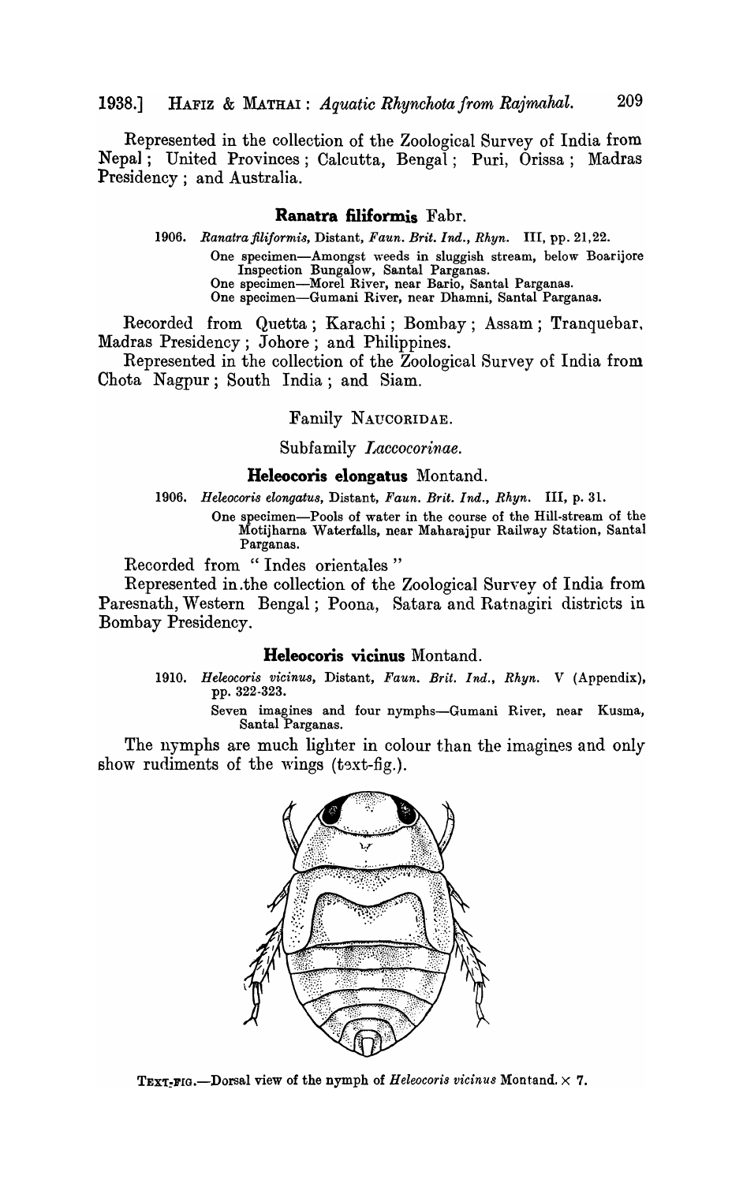Represented in the collection of the Zoological Survey of India from Nepal; United Provinces; Calcutta, Bengal; Puri, Orissa; Madras Presidency; and Australia.

### **Ranatra filiformis** Fabr.

1906. *Ranatra filiformis*, Distant, *Faun. Brit. Ind., Rhyn.* III, pp. 21,22.

One specimen—Amongst weeds in sluggish stream, below Boarijore Inspection Bungalow, Santal Parganas.
One specimen—Morel River, near Bario, Santal Parganas.
One specimen—Gumani River, near Dhamni, Santal Parganas.

Recorded from Quetta; Karachi; Bombay; Assam; Tranquebar, Madras Presidency; Johore; and Philippines.

Represented in the collection of the Zoological Survey of India from Chota Nagpur; South India; and Siam.

## Family NAUCORIDAE.

### Subfamily *Laccocorinae.*

### **Heleocoris elongatus** Montand.

1906. *Heleocoris elongatus*, Distant, *Faun. Brit. Ind., Rhyn.* III, p. 31.

One specimen—Pools of water in the course of the Hill-stream of the Motijharna Waterfalls, near Maharajpur Railway Station, Santal Parganas.

Recorded from "Indes orientales"

Represented in the collection of the Zoological Survey of India from Paresnath, Western Bengal; Poona, Satara and Ratnagiri districts in Bombay Presidency.

### **Heleocoris vicinus** Montand.

1910. *Heleocoris vicinus*, Distant, *Faun. Brit. Ind., Rhyn.* V (Appendix), pp. 322-323.

Seven imagines and four nymphs—Gumani River, near Kusma, Santal Parganas.

The nymphs are much lighter in colour than the imagines and only show rudiments of the wings (text-fig.).

TEXT-FIG.—Dorsal view of the nymph of *Heleocoris vicinus* Montand. × 7.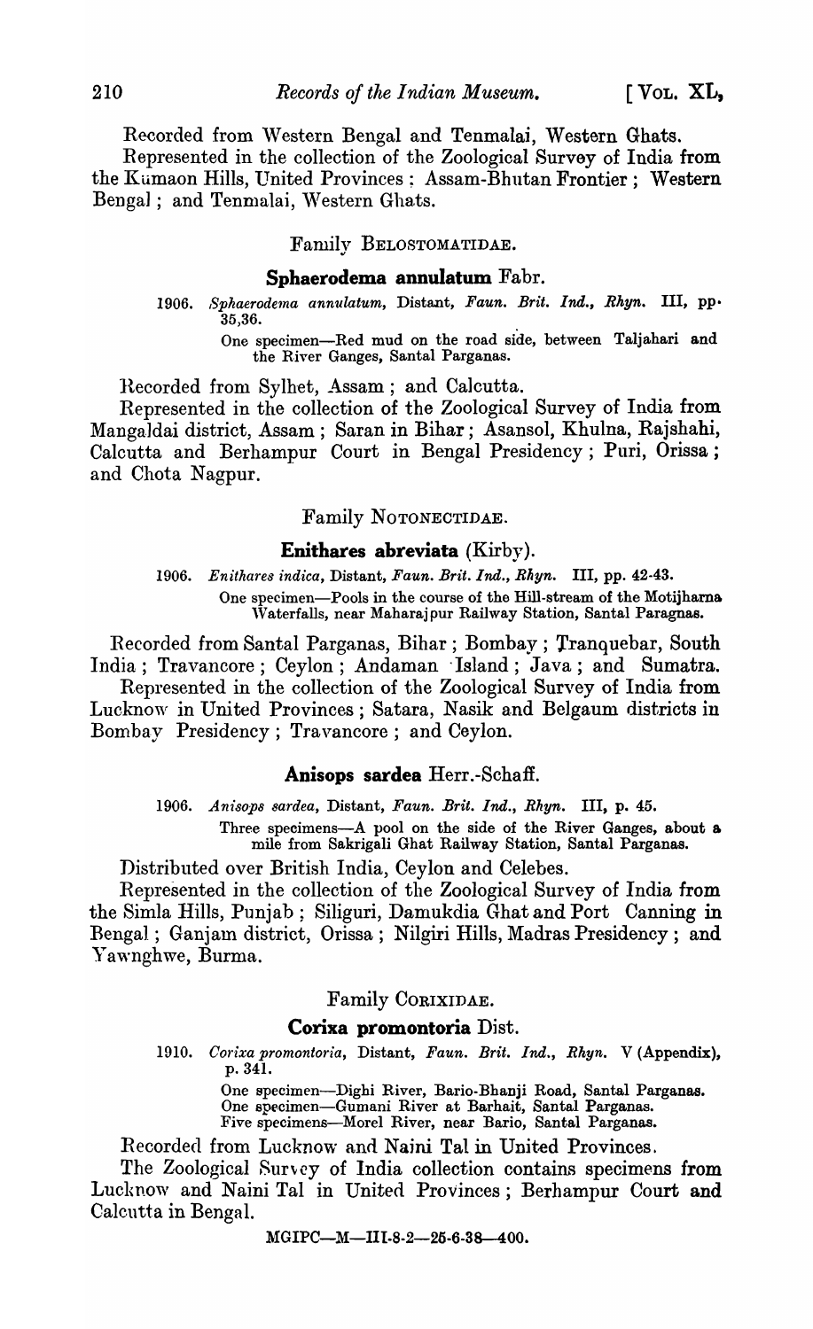Recorded from Western Bengal and Tenmalai, Western Ghats.

Represented in the collection of the Zoological Survey of India from the Kumaon Hills, United Provinces ; Assam-Bhutan Frontier ; Western Bengal ; and Tenmalai, Western Ghats.

## Family BELOSTOMATIDAE.

### Sphaerodema annulatum Fabr.

1906. *Sphaerodema annulatum*, Distant, *Faun. Brit. Ind., Rhyn.* III, pp. 35,36.

One specimen—Red mud on the road side, between Taljahari and the River Ganges, Santal Parganas.

Recorded from Sylhet, Assam ; and Calcutta.

Represented in the collection of the Zoological Survey of India from Mangaldai district, Assam ; Saran in Bihar ; Asansol, Khulna, Rajshahi, Calcutta and Berhampur Court in Bengal Presidency ; Puri, Orissa ; and Chota Nagpur.

## Family NOTONECTIDAE.

### Enithares abreviata (Kirby).

1906. *Enithares indica*, Distant, *Faun. Brit. Ind., Rhyn.* III, pp. 42-43.

One specimen—Pools in the course of the Hill-stream of the Motijharna Waterfalls, near Maharajpur Railway Station, Santal Paragnas.

Recorded from Santal Parganas, Bihar ; Bombay ; Tranquebar, South India ; Travancore ; Ceylon ; Andaman Island ; Java ; and Sumatra.

Represented in the collection of the Zoological Survey of India from Lucknow in United Provinces ; Satara, Nasik and Belgaum districts in Bombay Presidency ; Travancore ; and Ceylon.

### Anisops sardea Herr.-Schaff.

1906. *Anisops sardea*, Distant, *Faun. Brit. Ind., Rhyn.* III, p. 45.

Three specimens—A pool on the side of the River Ganges, about a mile from Sakrigali Ghat Railway Station, Santal Parganas.

Distributed over British India, Ceylon and Celebes.

Represented in the collection of the Zoological Survey of India from the Simla Hills, Punjab ; Siliguri, Damukdia Ghat and Port Canning in Bengal ; Ganjam district, Orissa ; Nilgiri Hills, Madras Presidency ; and Yawnghwe, Burma.

## Family CORIXIDAE.

### Corixa promontoria Dist.

1910. *Corixa promontoria*, Distant, *Faun. Brit. Ind., Rhyn.* V (Appendix), p. 341.

One specimen—Dighi River, Bario-Bhanji Road, Santal Parganas.
One specimen—Gumani River at Barhait, Santal Parganas.
Five specimens—Morel River, near Bario, Santal Parganas.

Recorded from Lucknow and Naini Tal in United Provinces.

The Zoological Survey of India collection contains specimens from Lucknow and Naini Tal in United Provinces ; Berhampur Court and Calcutta in Bengal.

MGIPC—M—III-8-2—25-6-38—400.